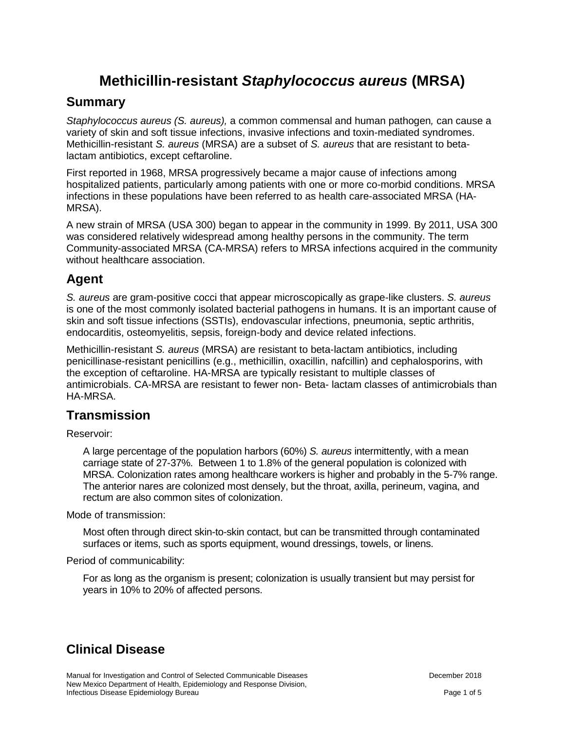# Methicillin-resistant *Staphylococcus aureus* (MRSA)

## Summary

*Staphylococcus aureus (S. aureus),* a common commensal and human pathogen*,* can cause a variety of skin and soft tissue infections, invasive infections and toxin-mediated syndromes. Methicillin-resistant *S. aureus* (MRSA) are a subset of *S. aureus* that are resistant to beta-lactam antibiotics, except ceftaroline.

First reported in 1968, MRSA progressively became a major cause of infections among hospitalized patients, particularly among patients with one or more co-morbid conditions. MRSA infections in these populations have been referred to as health care-associated MRSA (HA-MRSA).

A new strain of MRSA (USA 300) began to appear in the community in 1999. By 2011, USA 300 was considered relatively widespread among healthy persons in the community. The term Community-associated MRSA (CA-MRSA) refers to MRSA infections acquired in the community without healthcare association.

## Agent

*S. aureus* are gram-positive cocci that appear microscopically as grape-like clusters. *S. aureus* is one of the most commonly isolated bacterial pathogens in humans. It is an important cause of skin and soft tissue infections (SSTIs), endovascular infections, pneumonia, septic arthritis, endocarditis, osteomyelitis, sepsis, foreign-body and device related infections.

Methicillin-resistant *S. aureus* (MRSA) are resistant to beta-lactam antibiotics, including penicillinase-resistant penicillins (e.g., methicillin, oxacillin, nafcillin) and cephalosporins, with the exception of ceftaroline. HA-MRSA are typically resistant to multiple classes of antimicrobials. CA-MRSA are resistant to fewer non- Beta- lactam classes of antimicrobials than HA-MRSA.

## Transmission

Reservoir:

A large percentage of the population harbors (60%) *S. aureus* intermittently, with a mean carriage state of 27-37%. Between 1 to 1.8% of the general population is colonized with MRSA. Colonization rates among healthcare workers is higher and probably in the 5-7% range. The anterior nares are colonized most densely, but the throat, axilla, perineum, vagina, and rectum are also common sites of colonization.

Mode of transmission:

Most often through direct skin-to-skin contact, but can be transmitted through contaminated surfaces or items, such as sports equipment, wound dressings, towels, or linens.

Period of communicability:

For as long as the organism is present; colonization is usually transient but may persist for years in 10% to 20% of affected persons.

## Clinical Disease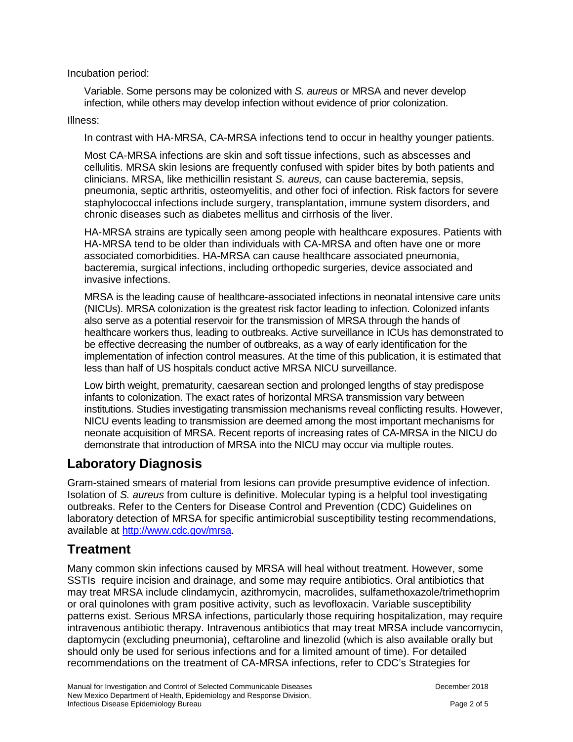Incubation period:

Variable. Some persons may be colonized with *S. aureus* or MRSA and never develop infection, while others may develop infection without evidence of prior colonization.

Illness:

In contrast with HA-MRSA, CA-MRSA infections tend to occur in healthy younger patients.

Most CA-MRSA infections are skin and soft tissue infections, such as abscesses and cellulitis. MRSA skin lesions are frequently confused with spider bites by both patients and clinicians. MRSA, like methicillin resistant *S. aureus,* can cause bacteremia, sepsis, pneumonia, septic arthritis, osteomyelitis, and other foci of infection. Risk factors for severe staphylococcal infections include surgery, transplantation, immune system disorders, and chronic diseases such as diabetes mellitus and cirrhosis of the liver.

HA-MRSA strains are typically seen among people with healthcare exposures. Patients with HA-MRSA tend to be older than individuals with CA-MRSA and often have one or more associated comorbidities. HA-MRSA can cause healthcare associated pneumonia, bacteremia, surgical infections, including orthopedic surgeries, device associated and invasive infections.

MRSA is the leading cause of healthcare-associated infections in neonatal intensive care units (NICUs). MRSA colonization is the greatest risk factor leading to infection. Colonized infants also serve as a potential reservoir for the transmission of MRSA through the hands of healthcare workers thus, leading to outbreaks. Active surveillance in ICUs has demonstrated to be effective decreasing the number of outbreaks, as a way of early identification for the implementation of infection control measures. At the time of this publication, it is estimated that less than half of US hospitals conduct active MRSA NICU surveillance.

Low birth weight, prematurity, caesarean section and prolonged lengths of stay predispose infants to colonization. The exact rates of horizontal MRSA transmission vary between institutions. Studies investigating transmission mechanisms reveal conflicting results. However, NICU events leading to transmission are deemed among the most important mechanisms for neonate acquisition of MRSA. Recent reports of increasing rates of CA-MRSA in the NICU do demonstrate that introduction of MRSA into the NICU may occur via multiple routes.

## Laboratory Diagnosis

Gram-stained smears of material from lesions can provide presumptive evidence of infection. Isolation of *S. aureus* from culture is definitive. Molecular typing is a helpful tool investigating outbreaks. Refer to the Centers for Disease Control and Prevention (CDC) Guidelines on laboratory detection of MRSA for specific antimicrobial susceptibility testing recommendations, available at [http://www.cdc.gov/mrsa](http://www.cdc.gov/mrsa).

## Treatment

Many common skin infections caused by MRSA will heal without treatment. However, some SSTIs require incision and drainage, and some may require antibiotics. Oral antibiotics that may treat MRSA include clindamycin, azithromycin, macrolides, sulfamethoxazole/trimethoprim or oral quinolones with gram positive activity, such as levofloxacin. Variable susceptibility patterns exist. Serious MRSA infections, particularly those requiring hospitalization, may require intravenous antibiotic therapy. Intravenous antibiotics that may treat MRSA include vancomycin, daptomycin (excluding pneumonia), ceftaroline and linezolid (which is also available orally but should only be used for serious infections and for a limited amount of time). For detailed recommendations on the treatment of CA-MRSA infections, refer to CDC's Strategies for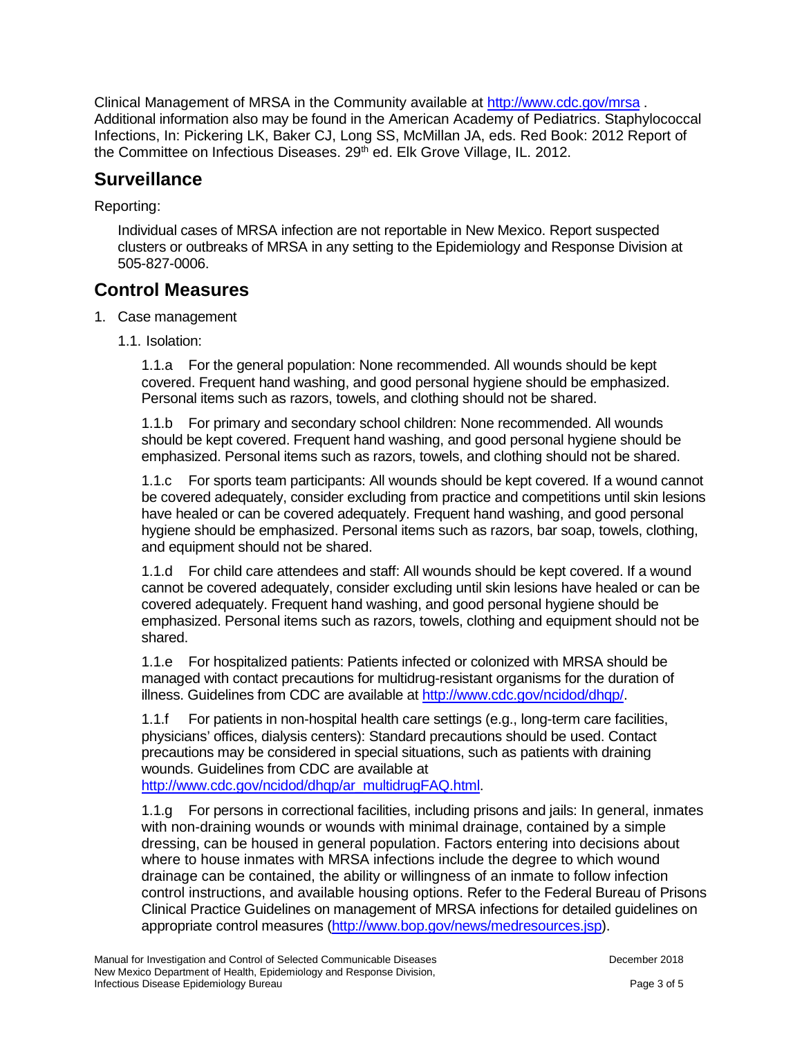Clinical Management of MRSA in the Community available at http://www.cdc.gov/mrsa . Additional information also may be found in the American Academy of Pediatrics. Staphylococcal Infections, In: Pickering LK, Baker CJ, Long SS, McMillan JA, eds. Red Book: 2012 Report of the Committee on Infectious Diseases. 29th ed. Elk Grove Village, IL. 2012.

## Surveillance

Reporting:

Individual cases of MRSA infection are not reportable in New Mexico. Report suspected clusters or outbreaks of MRSA in any setting to the Epidemiology and Response Division at 505-827-0006.

## Control Measures

1. Case management

   1.1. Isolation:

   1.1.a For the general population: None recommended. All wounds should be kept covered. Frequent hand washing, and good personal hygiene should be emphasized. Personal items such as razors, towels, and clothing should not be shared.

   1.1.b For primary and secondary school children: None recommended. All wounds should be kept covered. Frequent hand washing, and good personal hygiene should be emphasized. Personal items such as razors, towels, and clothing should not be shared.

   1.1.c For sports team participants: All wounds should be kept covered. If a wound cannot be covered adequately, consider excluding from practice and competitions until skin lesions have healed or can be covered adequately. Frequent hand washing, and good personal hygiene should be emphasized. Personal items such as razors, bar soap, towels, clothing, and equipment should not be shared.

   1.1.d For child care attendees and staff: All wounds should be kept covered. If a wound cannot be covered adequately, consider excluding until skin lesions have healed or can be covered adequately. Frequent hand washing, and good personal hygiene should be emphasized. Personal items such as razors, towels, clothing and equipment should not be shared.

   1.1.e For hospitalized patients: Patients infected or colonized with MRSA should be managed with contact precautions for multidrug-resistant organisms for the duration of illness. Guidelines from CDC are available at http://www.cdc.gov/ncidod/dhqp/.

   1.1.f For patients in non-hospital health care settings (e.g., long-term care facilities, physicians' offices, dialysis centers): Standard precautions should be used. Contact precautions may be considered in special situations, such as patients with draining wounds. Guidelines from CDC are available at http://www.cdc.gov/ncidod/dhqp/ar_multidrugFAQ.html.

   1.1.g For persons in correctional facilities, including prisons and jails: In general, inmates with non-draining wounds or wounds with minimal drainage, contained by a simple dressing, can be housed in general population. Factors entering into decisions about where to house inmates with MRSA infections include the degree to which wound drainage can be contained, the ability or willingness of an inmate to follow infection control instructions, and available housing options. Refer to the Federal Bureau of Prisons Clinical Practice Guidelines on management of MRSA infections for detailed guidelines on appropriate control measures (http://www.bop.gov/news/medresources.jsp).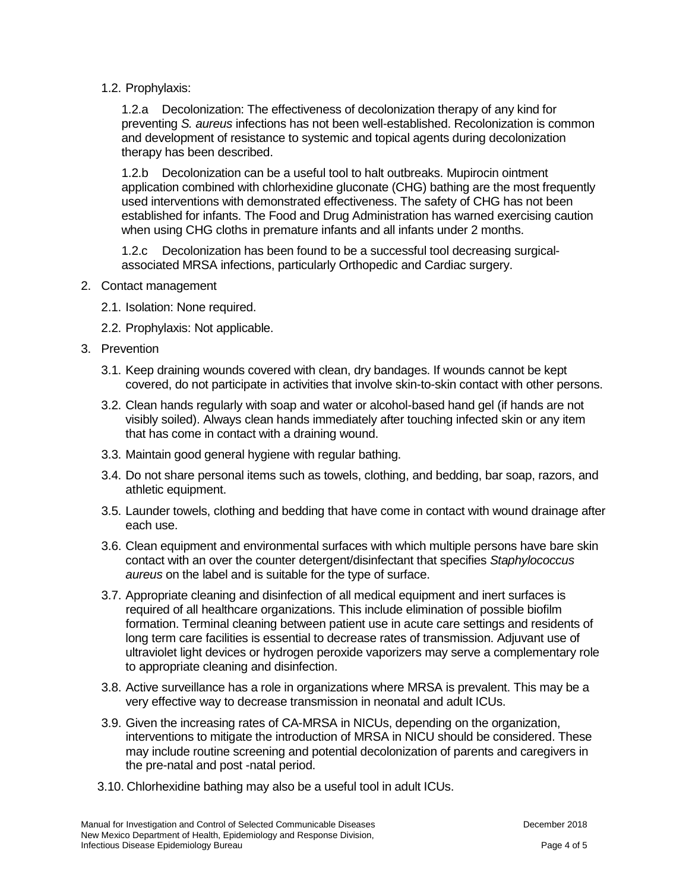1.2. Prophylaxis:

1.2.a Decolonization: The effectiveness of decolonization therapy of any kind for preventing *S. aureus* infections has not been well-established. Recolonization is common and development of resistance to systemic and topical agents during decolonization therapy has been described.

1.2.b Decolonization can be a useful tool to halt outbreaks. Mupirocin ointment application combined with chlorhexidine gluconate (CHG) bathing are the most frequently used interventions with demonstrated effectiveness. The safety of CHG has not been established for infants. The Food and Drug Administration has warned exercising caution when using CHG cloths in premature infants and all infants under 2 months.

1.2.c Decolonization has been found to be a successful tool decreasing surgical-associated MRSA infections, particularly Orthopedic and Cardiac surgery.

2. Contact management

   2.1. Isolation: None required.

   2.2. Prophylaxis: Not applicable.

3. Prevention

   3.1. Keep draining wounds covered with clean, dry bandages. If wounds cannot be kept covered, do not participate in activities that involve skin-to-skin contact with other persons.

   3.2. Clean hands regularly with soap and water or alcohol-based hand gel (if hands are not visibly soiled). Always clean hands immediately after touching infected skin or any item that has come in contact with a draining wound.

   3.3. Maintain good general hygiene with regular bathing.

   3.4. Do not share personal items such as towels, clothing, and bedding, bar soap, razors, and athletic equipment.

   3.5. Launder towels, clothing and bedding that have come in contact with wound drainage after each use.

   3.6. Clean equipment and environmental surfaces with which multiple persons have bare skin contact with an over the counter detergent/disinfectant that specifies *Staphylococcus aureus* on the label and is suitable for the type of surface.

   3.7. Appropriate cleaning and disinfection of all medical equipment and inert surfaces is required of all healthcare organizations. This include elimination of possible biofilm formation. Terminal cleaning between patient use in acute care settings and residents of long term care facilities is essential to decrease rates of transmission. Adjuvant use of ultraviolet light devices or hydrogen peroxide vaporizers may serve a complementary role to appropriate cleaning and disinfection.

   3.8. Active surveillance has a role in organizations where MRSA is prevalent. This may be a very effective way to decrease transmission in neonatal and adult ICUs.

   3.9. Given the increasing rates of CA-MRSA in NICUs, depending on the organization, interventions to mitigate the introduction of MRSA in NICU should be considered. These may include routine screening and potential decolonization of parents and caregivers in the pre-natal and post -natal period.

   3.10. Chlorhexidine bathing may also be a useful tool in adult ICUs.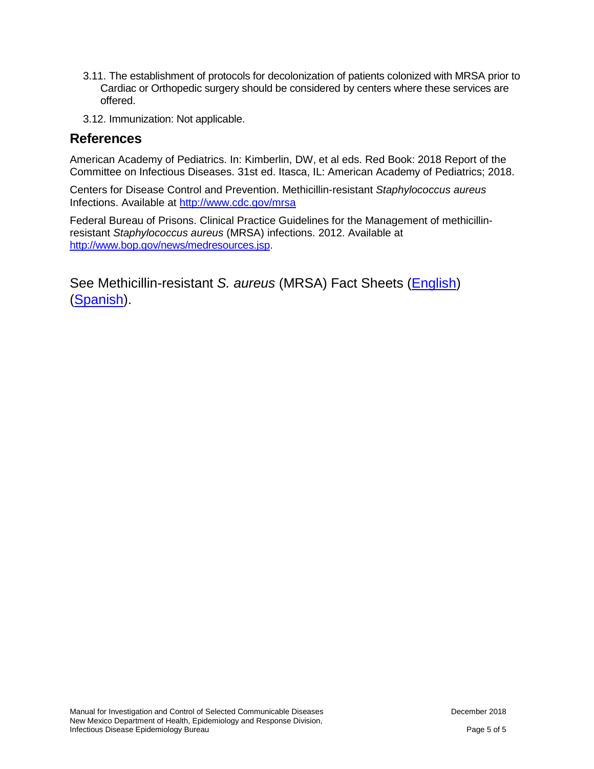3.11. The establishment of protocols for decolonization of patients colonized with MRSA prior to Cardiac or Orthopedic surgery should be considered by centers where these services are offered.

3.12. Immunization: Not applicable.

## References

American Academy of Pediatrics. In: Kimberlin, DW, et al eds. Red Book: 2018 Report of the Committee on Infectious Diseases. 31st ed. Itasca, IL: American Academy of Pediatrics; 2018.

Centers for Disease Control and Prevention. Methicillin-resistant *Staphylococcus aureus* Infections. Available at http://www.cdc.gov/mrsa

Federal Bureau of Prisons. Clinical Practice Guidelines for the Management of methicillin-resistant *Staphylococcus aureus* (MRSA) infections. 2012. Available at http://www.bop.gov/news/medresources.jsp.

See Methicillin-resistant *S. aureus* (MRSA) Fact Sheets (English) (Spanish).